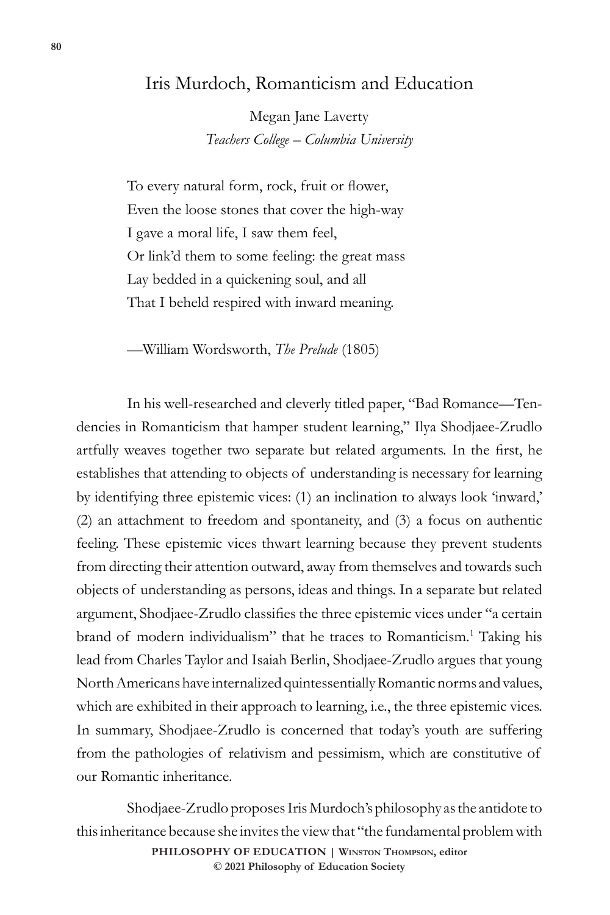# Iris Murdoch, Romanticism and Education

Megan Jane Laverty
*Teachers College – Columbia University*

> To every natural form, rock, fruit or flower,
> Even the loose stones that cover the high-way
> I gave a moral life, I saw them feel,
> Or link'd them to some feeling: the great mass
> Lay bedded in a quickening soul, and all
> That I beheld respired with inward meaning.
>
> —William Wordsworth, *The Prelude* (1805)

In his well-researched and cleverly titled paper, "Bad Romance—Tendencies in Romanticism that hamper student learning," Ilya Shodjaee-Zrudlo artfully weaves together two separate but related arguments. In the first, he establishes that attending to objects of understanding is necessary for learning by identifying three epistemic vices: (1) an inclination to always look 'inward,' (2) an attachment to freedom and spontaneity, and (3) a focus on authentic feeling. These epistemic vices thwart learning because they prevent students from directing their attention outward, away from themselves and towards such objects of understanding as persons, ideas and things. In a separate but related argument, Shodjaee-Zrudlo classifies the three epistemic vices under "a certain brand of modern individualism" that he traces to Romanticism.[1] Taking his lead from Charles Taylor and Isaiah Berlin, Shodjaee-Zrudlo argues that young North Americans have internalized quintessentially Romantic norms and values, which are exhibited in their approach to learning, i.e., the three epistemic vices. In summary, Shodjaee-Zrudlo is concerned that today's youth are suffering from the pathologies of relativism and pessimism, which are constitutive of our Romantic inheritance.

Shodjaee-Zrudlo proposes Iris Murdoch's philosophy as the antidote to this inheritance because she invites the view that "the fundamental problem with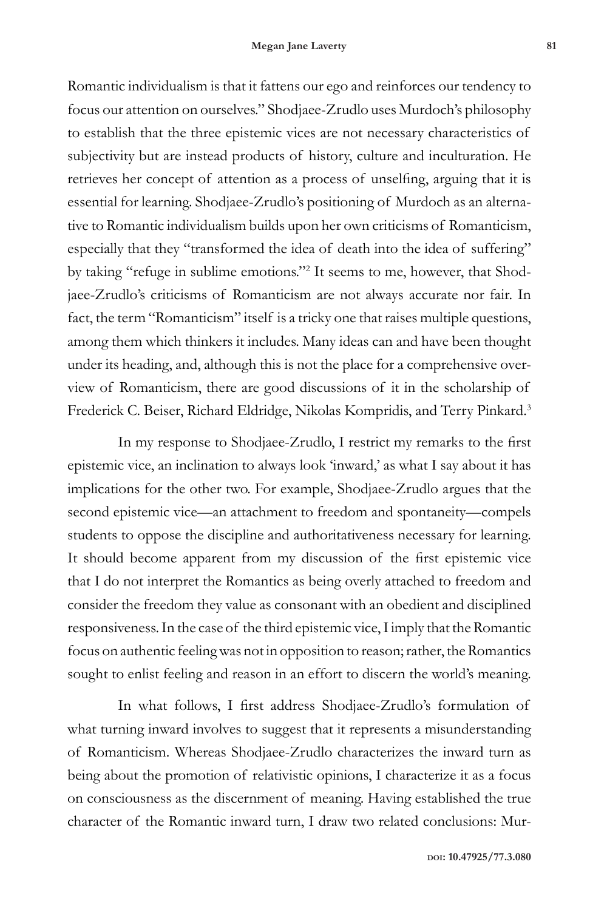Romantic individualism is that it fattens our ego and reinforces our tendency to focus our attention on ourselves." Shodjaee-Zrudlo uses Murdoch's philosophy to establish that the three epistemic vices are not necessary characteristics of subjectivity but are instead products of history, culture and inculturation. He retrieves her concept of attention as a process of unselfing, arguing that it is essential for learning. Shodjaee-Zrudlo's positioning of Murdoch as an alternative to Romantic individualism builds upon her own criticisms of Romanticism, especially that they "transformed the idea of death into the idea of suffering" by taking "refuge in sublime emotions."[2] It seems to me, however, that Shodjaee-Zrudlo's criticisms of Romanticism are not always accurate nor fair. In fact, the term "Romanticism" itself is a tricky one that raises multiple questions, among them which thinkers it includes. Many ideas can and have been thought under its heading, and, although this is not the place for a comprehensive overview of Romanticism, there are good discussions of it in the scholarship of Frederick C. Beiser, Richard Eldridge, Nikolas Kompridis, and Terry Pinkard.[3]

In my response to Shodjaee-Zrudlo, I restrict my remarks to the first epistemic vice, an inclination to always look 'inward,' as what I say about it has implications for the other two. For example, Shodjaee-Zrudlo argues that the second epistemic vice—an attachment to freedom and spontaneity—compels students to oppose the discipline and authoritativeness necessary for learning. It should become apparent from my discussion of the first epistemic vice that I do not interpret the Romantics as being overly attached to freedom and consider the freedom they value as consonant with an obedient and disciplined responsiveness. In the case of the third epistemic vice, I imply that the Romantic focus on authentic feeling was not in opposition to reason; rather, the Romantics sought to enlist feeling and reason in an effort to discern the world's meaning.

In what follows, I first address Shodjaee-Zrudlo's formulation of what turning inward involves to suggest that it represents a misunderstanding of Romanticism. Whereas Shodjaee-Zrudlo characterizes the inward turn as being about the promotion of relativistic opinions, I characterize it as a focus on consciousness as the discernment of meaning. Having established the true character of the Romantic inward turn, I draw two related conclusions: Mur-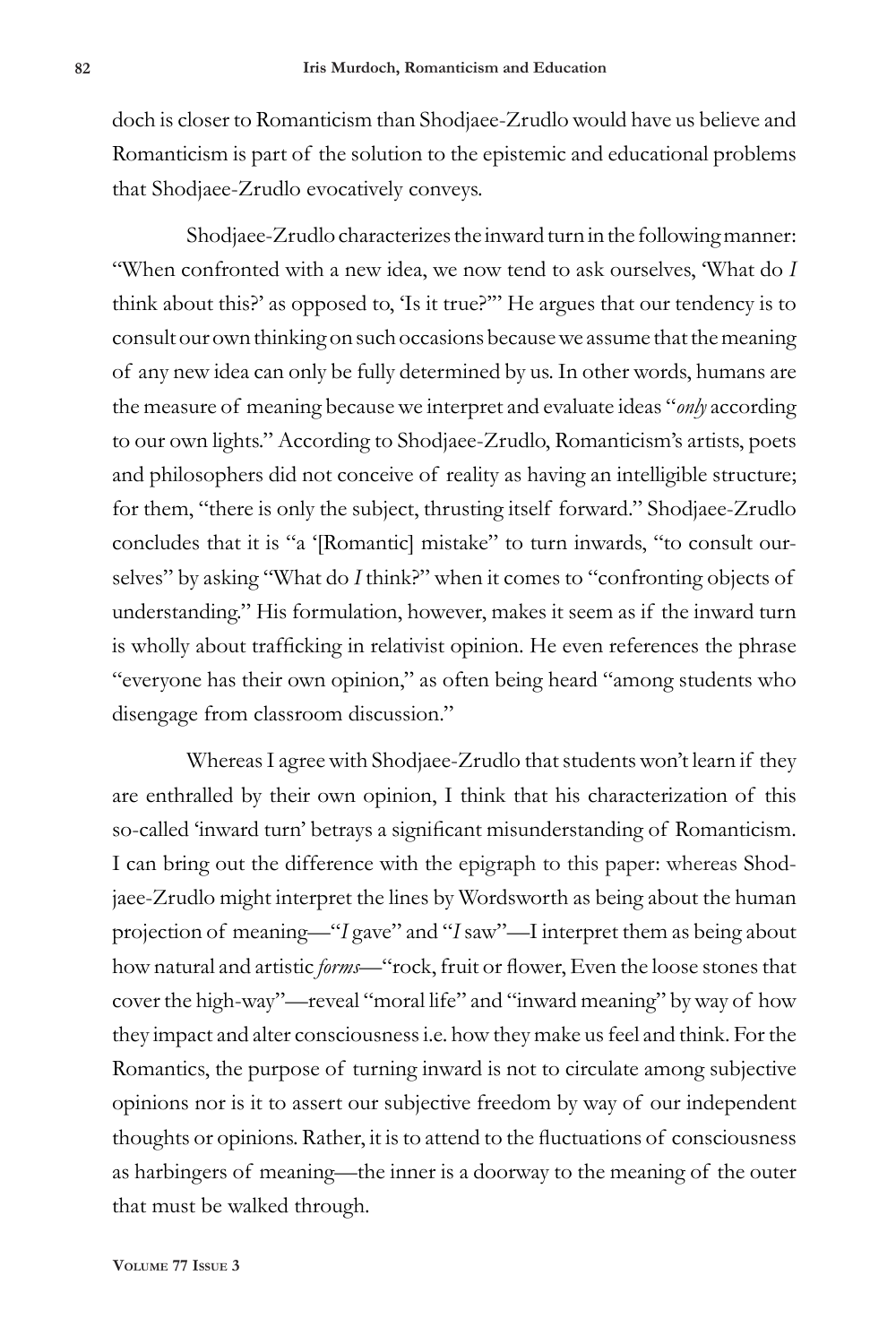doch is closer to Romanticism than Shodjaee-Zrudlo would have us believe and Romanticism is part of the solution to the epistemic and educational problems that Shodjaee-Zrudlo evocatively conveys.

Shodjaee-Zrudlo characterizes the inward turn in the following manner: "When confronted with a new idea, we now tend to ask ourselves, 'What do *I* think about this?' as opposed to, 'Is it true?'" He argues that our tendency is to consult our own thinking on such occasions because we assume that the meaning of any new idea can only be fully determined by us. In other words, humans are the measure of meaning because we interpret and evaluate ideas "*only* according to our own lights." According to Shodjaee-Zrudlo, Romanticism's artists, poets and philosophers did not conceive of reality as having an intelligible structure; for them, "there is only the subject, thrusting itself forward." Shodjaee-Zrudlo concludes that it is "a '[Romantic] mistake" to turn inwards, "to consult ourselves" by asking "What do *I* think?" when it comes to "confronting objects of understanding." His formulation, however, makes it seem as if the inward turn is wholly about trafficking in relativist opinion. He even references the phrase "everyone has their own opinion," as often being heard "among students who disengage from classroom discussion."

Whereas I agree with Shodjaee-Zrudlo that students won't learn if they are enthralled by their own opinion, I think that his characterization of this so-called 'inward turn' betrays a significant misunderstanding of Romanticism. I can bring out the difference with the epigraph to this paper: whereas Shodjaee-Zrudlo might interpret the lines by Wordsworth as being about the human projection of meaning—"*I* gave" and "*I* saw"—I interpret them as being about how natural and artistic *forms*—"rock, fruit or flower, Even the loose stones that cover the high-way"—reveal "moral life" and "inward meaning" by way of how they impact and alter consciousness i.e. how they make us feel and think. For the Romantics, the purpose of turning inward is not to circulate among subjective opinions nor is it to assert our subjective freedom by way of our independent thoughts or opinions. Rather, it is to attend to the fluctuations of consciousness as harbingers of meaning—the inner is a doorway to the meaning of the outer that must be walked through.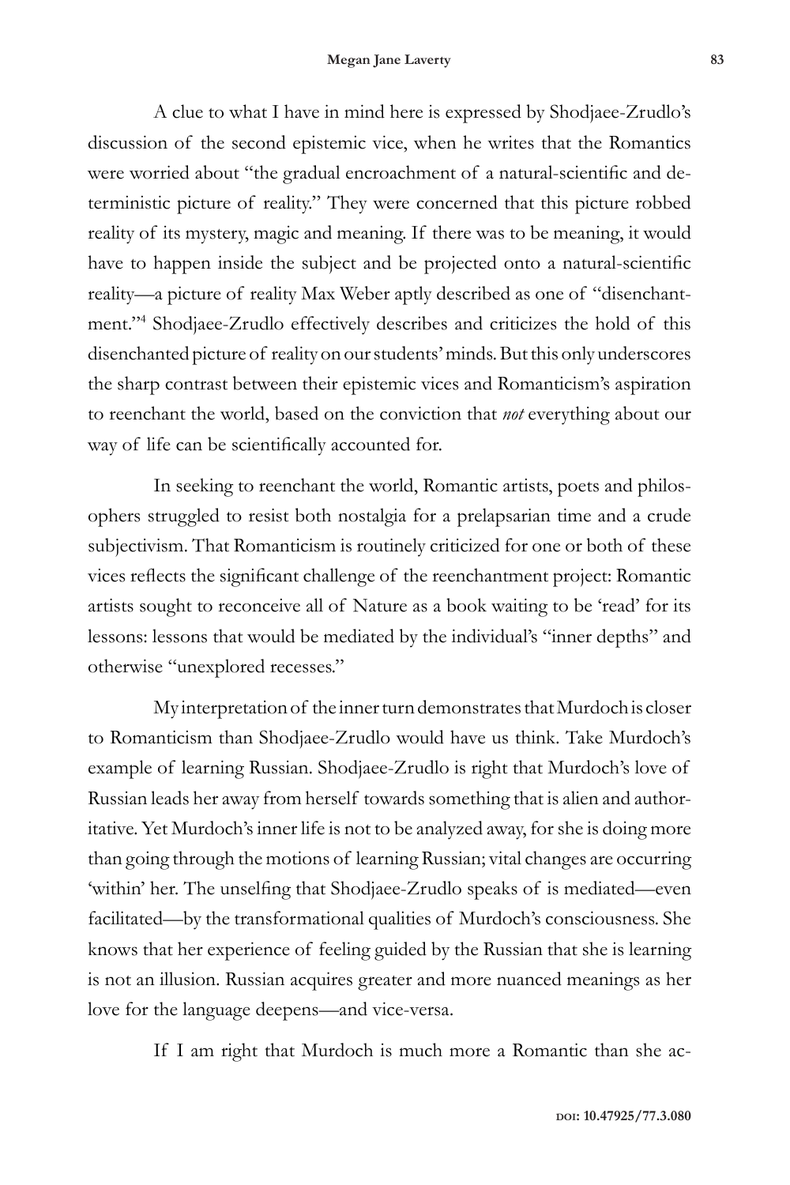A clue to what I have in mind here is expressed by Shodjaee-Zrudlo's discussion of the second epistemic vice, when he writes that the Romantics were worried about "the gradual encroachment of a natural-scientific and deterministic picture of reality." They were concerned that this picture robbed reality of its mystery, magic and meaning. If there was to be meaning, it would have to happen inside the subject and be projected onto a natural-scientific reality—a picture of reality Max Weber aptly described as one of "disenchantment."[4] Shodjaee-Zrudlo effectively describes and criticizes the hold of this disenchanted picture of reality on our students' minds. But this only underscores the sharp contrast between their epistemic vices and Romanticism's aspiration to reenchant the world, based on the conviction that *not* everything about our way of life can be scientifically accounted for.

In seeking to reenchant the world, Romantic artists, poets and philosophers struggled to resist both nostalgia for a prelapsarian time and a crude subjectivism. That Romanticism is routinely criticized for one or both of these vices reflects the significant challenge of the reenchantment project: Romantic artists sought to reconceive all of Nature as a book waiting to be 'read' for its lessons: lessons that would be mediated by the individual's "inner depths" and otherwise "unexplored recesses."

My interpretation of the inner turn demonstrates that Murdoch is closer to Romanticism than Shodjaee-Zrudlo would have us think. Take Murdoch's example of learning Russian. Shodjaee-Zrudlo is right that Murdoch's love of Russian leads her away from herself towards something that is alien and authoritative. Yet Murdoch's inner life is not to be analyzed away, for she is doing more than going through the motions of learning Russian; vital changes are occurring 'within' her. The unselfing that Shodjaee-Zrudlo speaks of is mediated—even facilitated—by the transformational qualities of Murdoch's consciousness. She knows that her experience of feeling guided by the Russian that she is learning is not an illusion. Russian acquires greater and more nuanced meanings as her love for the language deepens—and vice-versa.

If I am right that Murdoch is much more a Romantic than she ac-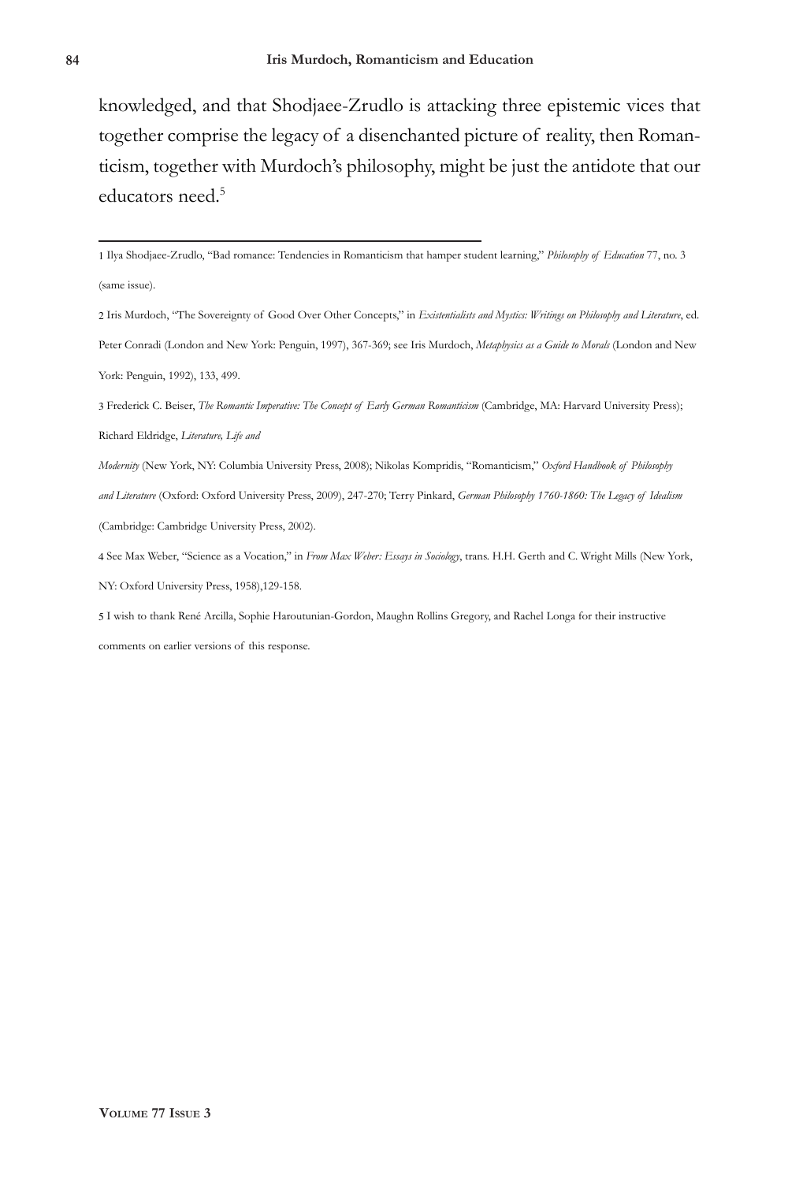knowledged, and that Shodjaee-Zrudlo is attacking three epistemic vices that together comprise the legacy of a disenchanted picture of reality, then Romanticism, together with Murdoch's philosophy, might be just the antidote that our educators need.[5]

---

1 Ilya Shodjaee-Zrudlo, "Bad romance: Tendencies in Romanticism that hamper student learning," *Philosophy of Education* 77, no. 3 (same issue).

2 Iris Murdoch, "The Sovereignty of Good Over Other Concepts," in *Existentialists and Mystics: Writings on Philosophy and Literature*, ed. Peter Conradi (London and New York: Penguin, 1997), 367-369; see Iris Murdoch, *Metaphysics as a Guide to Morals* (London and New York: Penguin, 1992), 133, 499.

3 Frederick C. Beiser, *The Romantic Imperative: The Concept of Early German Romanticism* (Cambridge, MA: Harvard University Press); Richard Eldridge, *Literature, Life and Modernity* (New York, NY: Columbia University Press, 2008); Nikolas Kompridis, "Romanticism," *Oxford Handbook of Philosophy and Literature* (Oxford: Oxford University Press, 2009), 247-270; Terry Pinkard, *German Philosophy 1760-1860: The Legacy of Idealism* (Cambridge: Cambridge University Press, 2002).

4 See Max Weber, "Science as a Vocation," in *From Max Weber: Essays in Sociology*, trans. H.H. Gerth and C. Wright Mills (New York, NY: Oxford University Press, 1958),129-158.

5 I wish to thank René Arcilla, Sophie Haroutunian-Gordon, Maughn Rollins Gregory, and Rachel Longa for their instructive comments on earlier versions of this response.